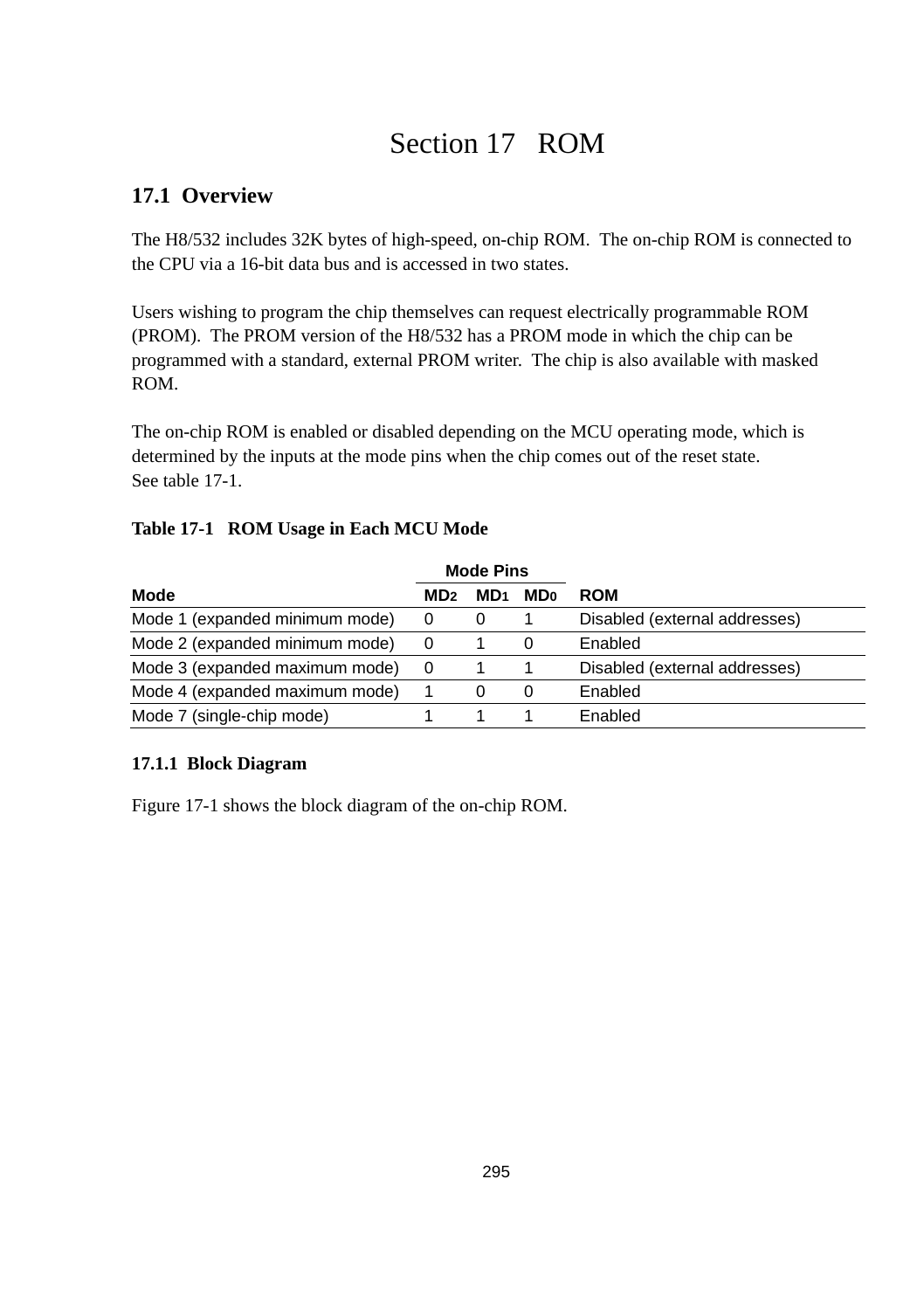# Section 17 ROM

## 17.1 Overview

The H8/532 includes 32K bytes of high-speed, on-chip ROM. The on-chip ROM is connected to the CPU via a 16-bit data bus and is accessed in two states.

Users wishing to program the chip themselves can request electrically programmable ROM (PROM). The PROM version of the H8/532 has a PROM mode in which the chip can be programmed with a standard, external PROM writer. The chip is also available with masked ROM.

The on-chip ROM is enabled or disabled depending on the MCU operating mode, which is determined by the inputs at the mode pins when the chip comes out of the reset state. See table 17-1.

**Table 17-1 ROM Usage in Each MCU Mode**

| | Mode Pins | | | |
|---|---|---|---|---|
| **Mode** | **$MD_2$** | **$MD_1$** | **$MD_0$** | **ROM** |
| Mode 1 (expanded minimum mode) | 0 | 0 | 1 | Disabled (external addresses) |
| Mode 2 (expanded minimum mode) | 0 | 1 | 0 | Enabled |
| Mode 3 (expanded maximum mode) | 0 | 1 | 1 | Disabled (external addresses) |
| Mode 4 (expanded maximum mode) | 1 | 0 | 0 | Enabled |
| Mode 7 (single-chip mode) | 1 | 1 | 1 | Enabled |

### 17.1.1 Block Diagram

Figure 17-1 shows the block diagram of the on-chip ROM.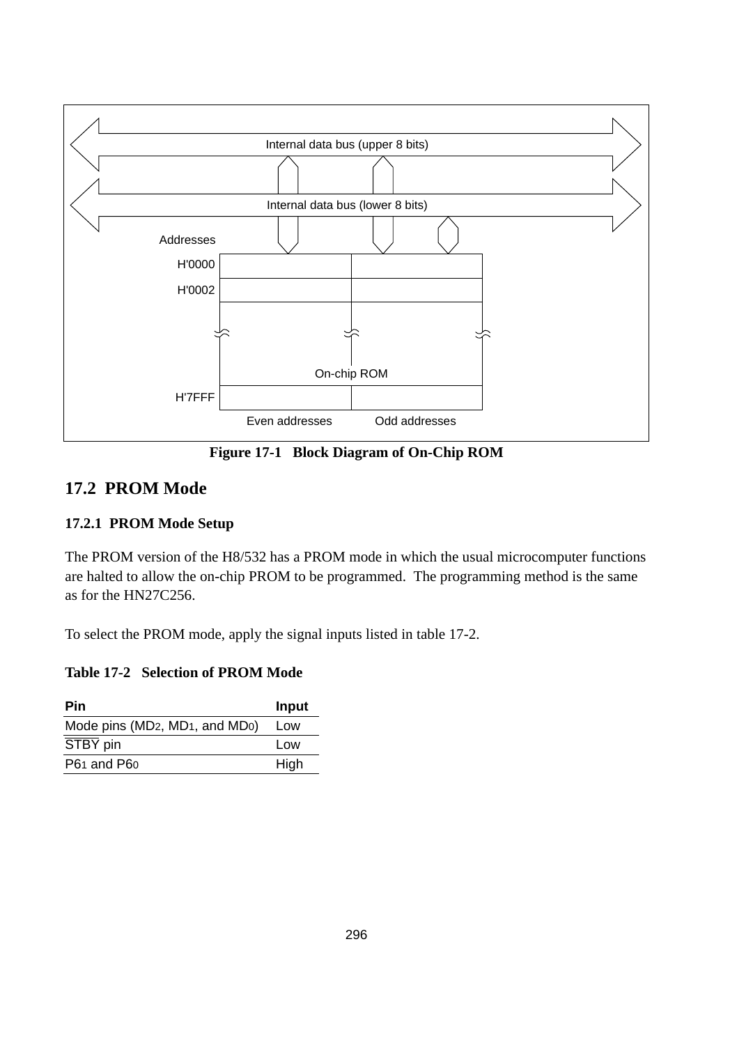Internal data bus (upper 8 bits)

Internal data bus (lower 8 bits)

Addresses

H'0000

H'0002

On-chip ROM

H'7FFF

Even addresses Odd addresses

**Figure 17-1 Block Diagram of On-Chip ROM**

## 17.2 PROM Mode

### 17.2.1 PROM Mode Setup

The PROM version of the H8/532 has a PROM mode in which the usual microcomputer functions are halted to allow the on-chip PROM to be programmed. The programming method is the same as for the HN27C256.

To select the PROM mode, apply the signal inputs listed in table 17-2.

**Table 17-2 Selection of PROM Mode**

| Pin | Input |
|---|---|
| Mode pins ($MD_2$, $MD_1$, and $MD_0$) | Low |
| $\overline{STBY}$ pin | Low |
| $P6_1$ and $P6_0$ | High |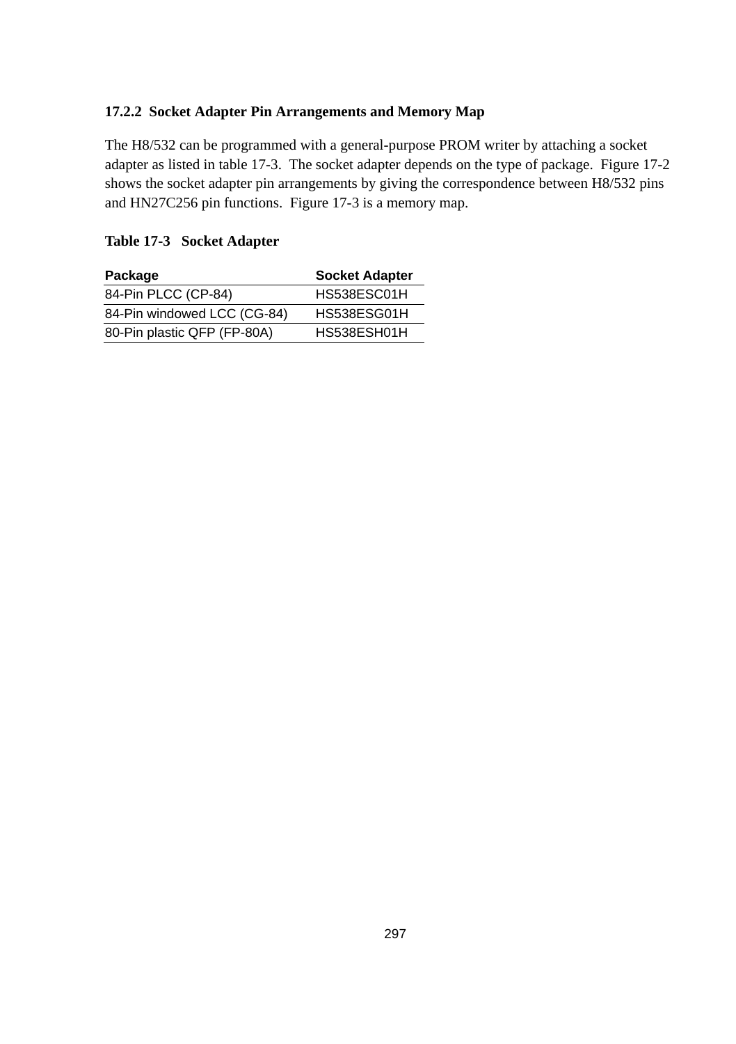### 17.2.2 Socket Adapter Pin Arrangements and Memory Map

The H8/532 can be programmed with a general-purpose PROM writer by attaching a socket adapter as listed in table 17-3. The socket adapter depends on the type of package. Figure 17-2 shows the socket adapter pin arrangements by giving the correspondence between H8/532 pins and HN27C256 pin functions. Figure 17-3 is a memory map.

**Table 17-3 Socket Adapter**

| Package | Socket Adapter |
| --- | --- |
| 84-Pin PLCC (CP-84) | HS538ESC01H |
| 84-Pin windowed LCC (CG-84) | HS538ESG01H |
| 80-Pin plastic QFP (FP-80A) | HS538ESH01H |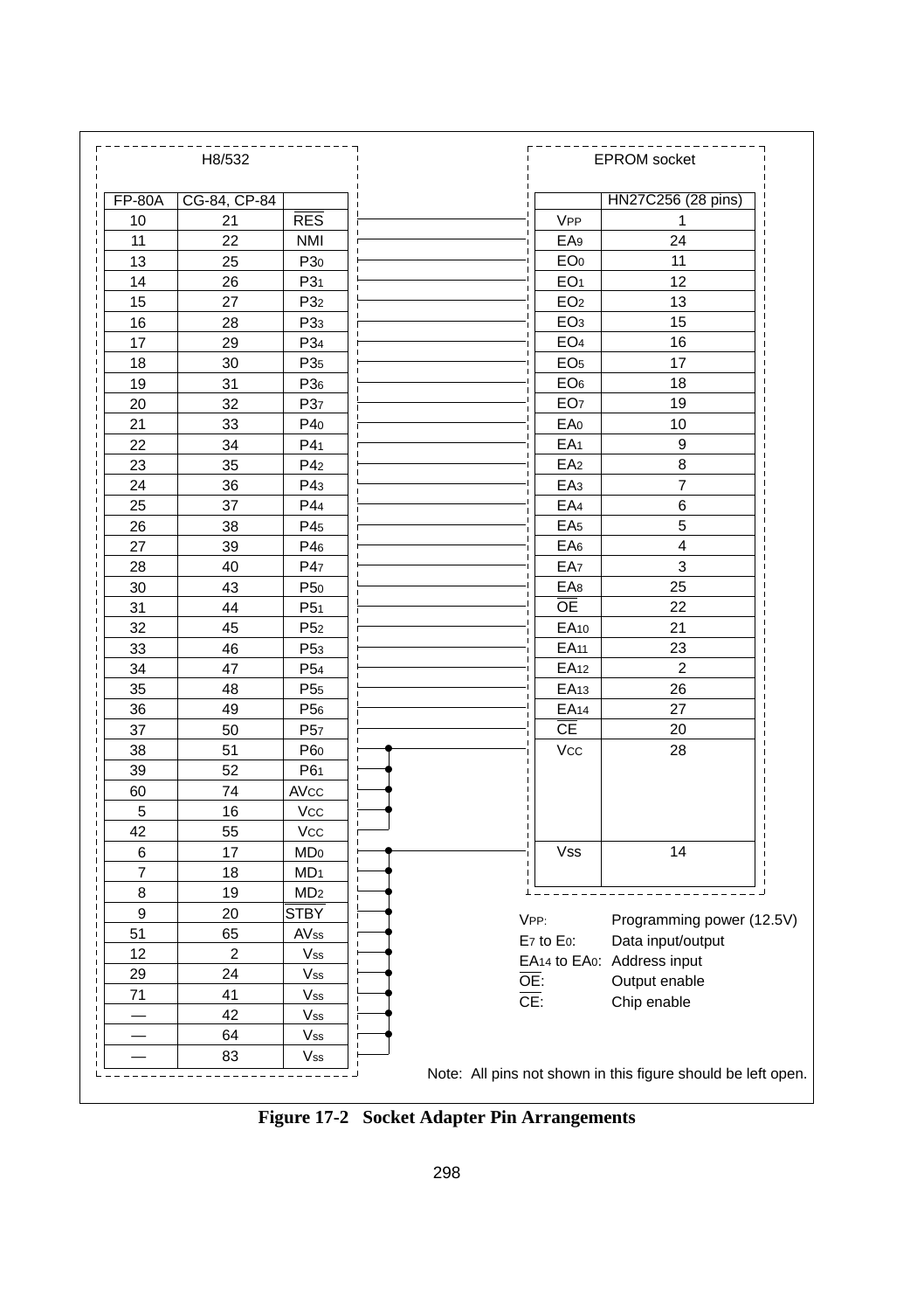| H8/532 | | | | EPROM socket | |
|---|---|---|---|---|---|
| FP-80A | CG-84, CP-84 | | | | HN27C256 (28 pins) |
| 10 | 21 | $\overline{RES}$ | — | $V_{PP}$ | 1 |
| 11 | 22 | NMI | — | $EA_9$ | 24 |
| 13 | 25 | $P3_0$ | — | $EO_0$ | 11 |
| 14 | 26 | $P3_1$ | — | $EO_1$ | 12 |
| 15 | 27 | $P3_2$ | — | $EO_2$ | 13 |
| 16 | 28 | $P3_3$ | — | $EO_3$ | 15 |
| 17 | 29 | $P3_4$ | — | $EO_4$ | 16 |
| 18 | 30 | $P3_5$ | — | $EO_5$ | 17 |
| 19 | 31 | $P3_6$ | — | $EO_6$ | 18 |
| 20 | 32 | $P3_7$ | — | $EO_7$ | 19 |
| 21 | 33 | $P4_0$ | — | $EA_0$ | 10 |
| 22 | 34 | $P4_1$ | — | $EA_1$ | 9 |
| 23 | 35 | $P4_2$ | — | $EA_2$ | 8 |
| 24 | 36 | $P4_3$ | — | $EA_3$ | 7 |
| 25 | 37 | $P4_4$ | — | $EA_4$ | 6 |
| 26 | 38 | $P4_5$ | — | $EA_5$ | 5 |
| 27 | 39 | $P4_6$ | — | $EA_6$ | 4 |
| 28 | 40 | $P4_7$ | — | $EA_7$ | 3 |
| 30 | 43 | $P5_0$ | — | $EA_8$ | 25 |
| 31 | 44 | $P5_1$ | — | $\overline{OE}$ | 22 |
| 32 | 45 | $P5_2$ | — | $EA_{10}$ | 21 |
| 33 | 46 | $P5_3$ | — | $EA_{11}$ | 23 |
| 34 | 47 | $P5_4$ | — | $EA_{12}$ | 2 |
| 35 | 48 | $P5_5$ | — | $EA_{13}$ | 26 |
| 36 | 49 | $P5_6$ | — | $EA_{14}$ | 27 |
| 37 | 50 | $P5_7$ | — | $\overline{CE}$ | 20 |
| 38 | 51 | $P6_0$ | — | $V_{CC}$ | 28 |
| 39 | 52 | $P6_1$ | — | $V_{CC}$ | 28 |
| 60 | 74 | $AV_{CC}$ | — | $V_{CC}$ | 28 |
| 5 | 16 | $V_{CC}$ | — | $V_{CC}$ | 28 |
| 42 | 55 | $V_{CC}$ | — | $V_{CC}$ | 28 |
| 6 | 17 | $MD_0$ | — | $V_{SS}$ | 14 |
| 7 | 18 | $MD_1$ | — | $V_{SS}$ | 14 |
| 8 | 19 | $MD_2$ | — | $V_{SS}$ | 14 |
| 9 | 20 | $\overline{STBY}$ | — | $V_{SS}$ | 14 |
| 51 | 65 | $AV_{SS}$ | — | $V_{SS}$ | 14 |
| 12 | 2 | $V_{SS}$ | — | $V_{SS}$ | 14 |
| 29 | 24 | $V_{SS}$ | — | $V_{SS}$ | 14 |
| 71 | 41 | $V_{SS}$ | — | $V_{SS}$ | 14 |
| — | 42 | $V_{SS}$ | — | $V_{SS}$ | 14 |
| — | 64 | $V_{SS}$ | — | $V_{SS}$ | 14 |
| — | 83 | $V_{SS}$ | | | |

$V_{PP}$: Programming power (12.5V)
$E_7$ to $E_0$: Data input/output
$EA_{14}$ to $EA_0$: Address input
$\overline{OE}$: Output enable
$\overline{CE}$: Chip enable

Note: All pins not shown in this figure should be left open.

**Figure 17-2 Socket Adapter Pin Arrangements**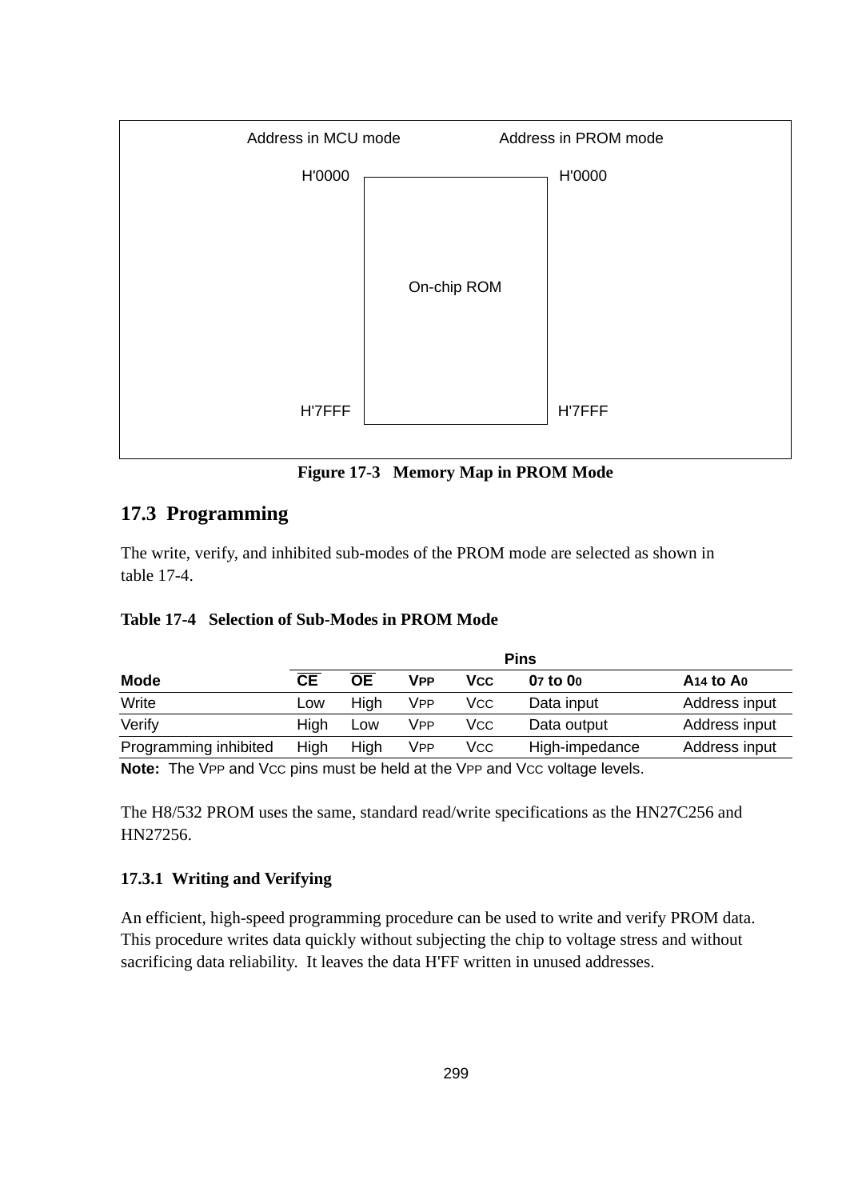Address in MCU mode | Address in PROM mode
---|---
H'0000 | H'0000
On-chip ROM |
H'7FFF | H'7FFF

**Figure 17-3 Memory Map in PROM Mode**

## 17.3 Programming

The write, verify, and inhibited sub-modes of the PROM mode are selected as shown in table 17-4.

**Table 17-4 Selection of Sub-Modes in PROM Mode**

| | Pins | | | | | |
|---|---|---|---|---|---|---|
| **Mode** | **$\overline{CE}$** | **$\overline{OE}$** | **$V_{PP}$** | **$V_{CC}$** | **$O_7$ to $O_0$** | **$A_{14}$ to $A_0$** |
| Write | Low | High | $V_{PP}$ | $V_{CC}$ | Data input | Address input |
| Verify | High | Low | $V_{PP}$ | $V_{CC}$ | Data output | Address input |
| Programming inhibited | High | High | $V_{PP}$ | $V_{CC}$ | High-impedance | Address input |

**Note:** The $V_{PP}$ and $V_{CC}$ pins must be held at the $V_{PP}$ and $V_{CC}$ voltage levels.

The H8/532 PROM uses the same, standard read/write specifications as the HN27C256 and HN27256.

### 17.3.1 Writing and Verifying

An efficient, high-speed programming procedure can be used to write and verify PROM data. This procedure writes data quickly without subjecting the chip to voltage stress and without sacrificing data reliability. It leaves the data H'FF written in unused addresses.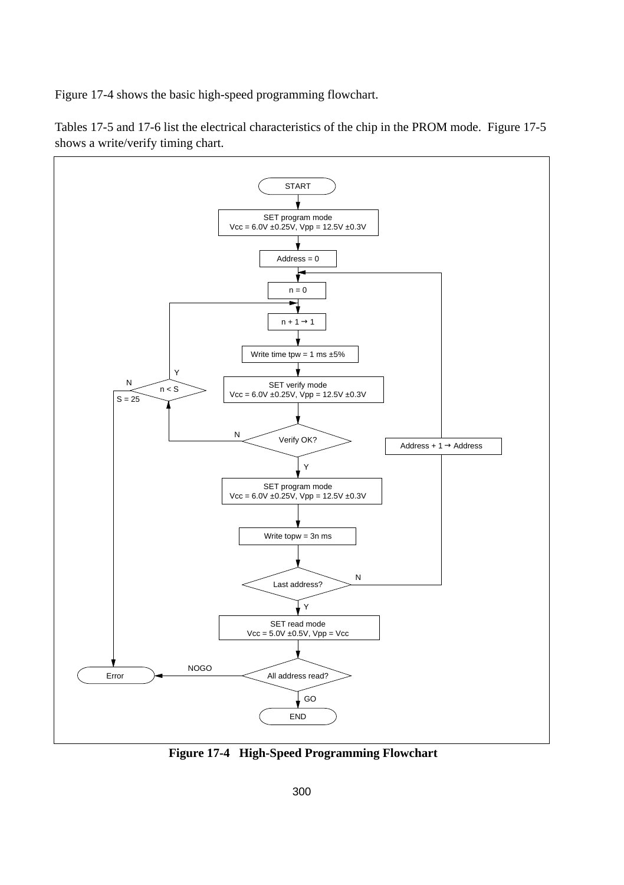Figure 17-4 shows the basic high-speed programming flowchart.

Tables 17-5 and 17-6 list the electrical characteristics of the chip in the PROM mode. Figure 17-5 shows a write/verify timing chart.

```
START
  ↓
SET program mode
Vcc = 6.0V ±0.25V, Vpp = 12.5V ±0.3V
  ↓
Address = 0
  ↓ ←──────────────────────────────────────────┐
n = 0                                            │
  ↓ ←──────────────────┐                         │
n + 1 → 1              │                         │
  ↓                    │ Y                       │
Write time tpw = 1 ms ±5%                        │
  ↓                    │                         │
SET verify mode     n < S ── N ──→ Error         │
Vcc = 6.0V ±0.25V, Vpp = 12.5V ±0.3V             │
  ↓                 S = 25                       │
Verify OK? ── N ──→ (n < S)                      │
  ↓ Y                                            │
SET program mode                                 │
Vcc = 6.0V ±0.25V, Vpp = 12.5V ±0.3V             │
  ↓                                              │
Write topw = 3n ms                               │
  ↓                                              │
Last address? ── N ──→ Address + 1 → Address ────┘
  ↓ Y
SET read mode
Vcc = 5.0V ±0.5V, Vpp = Vcc
  ↓
All address read? ── NOGO ──→ Error
  ↓ GO
END
```

**Figure 17-4 High-Speed Programming Flowchart**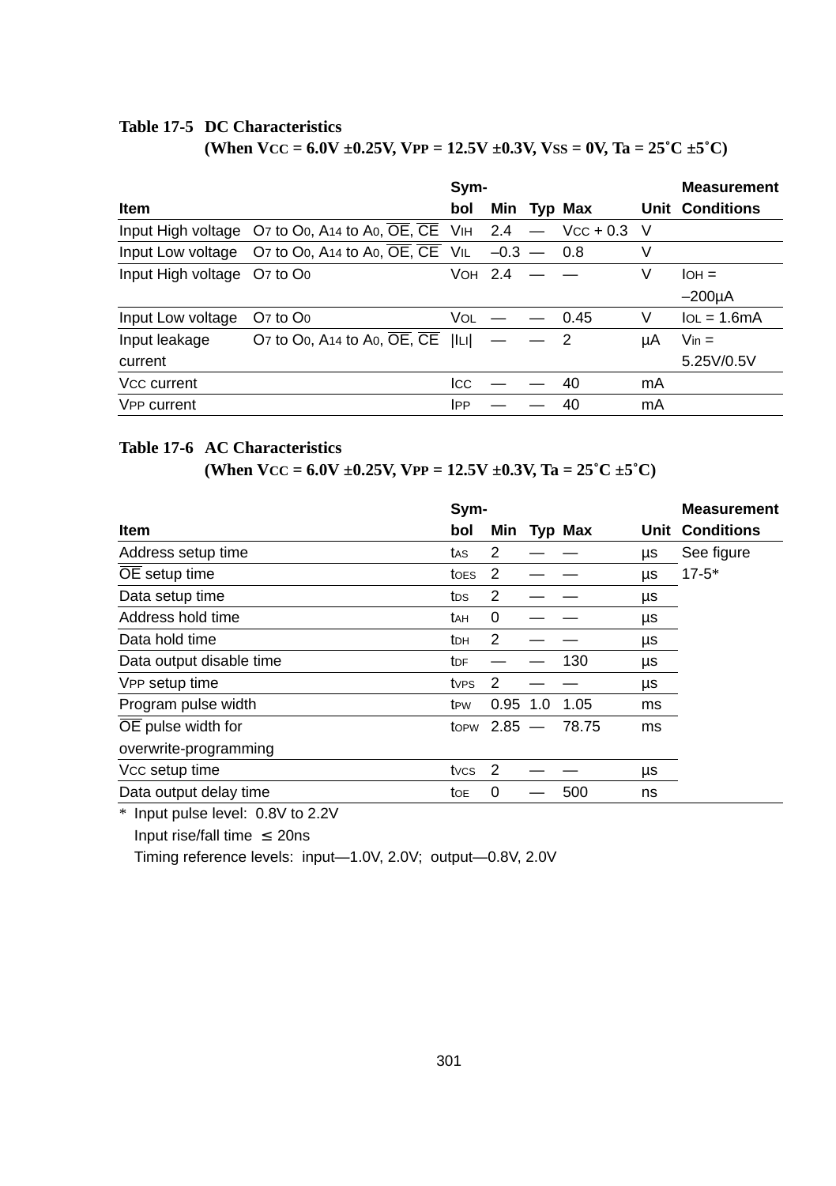**Table 17-5 DC Characteristics**
**(When $V_{CC}$ = 6.0V ±0.25V, $V_{PP}$ = 12.5V ±0.3V, $V_{SS}$ = 0V, Ta = 25˚C ±5˚C)**

| Item | | Symbol | Min | Typ | Max | Unit | Measurement Conditions |
|---|---|---|---|---|---|---|---|
| Input High voltage | $O_7$ to $O_0$, $A_{14}$ to $A_0$, $\overline{OE}$, $\overline{CE}$ | $V_{IH}$ | 2.4 | — | $V_{CC}$ + 0.3 | V | |
| Input Low voltage | $O_7$ to $O_0$, $A_{14}$ to $A_0$, $\overline{OE}$, $\overline{CE}$ | $V_{IL}$ | –0.3 | — | 0.8 | V | |
| Input High voltage | $O_7$ to $O_0$ | $V_{OH}$ | 2.4 | — | — | V | $I_{OH}$ = –200µA |
| Input Low voltage | $O_7$ to $O_0$ | $V_{OL}$ | — | — | 0.45 | V | $I_{OL}$ = 1.6mA |
| Input leakage current | $O_7$ to $O_0$, $A_{14}$ to $A_0$, $\overline{OE}$, $\overline{CE}$ | $\lvert I_{LI} \rvert$ | — | — | 2 | µA | $V_{in}$ = 5.25V/0.5V |
| $V_{CC}$ current | | $I_{CC}$ | — | — | 40 | mA | |
| $V_{PP}$ current | | $I_{PP}$ | — | — | 40 | mA | |

**Table 17-6 AC Characteristics**
**(When $V_{CC}$ = 6.0V ±0.25V, $V_{PP}$ = 12.5V ±0.3V, Ta = 25˚C ±5˚C)**

| Item | Symbol | Min | Typ | Max | Unit | Measurement Conditions |
|---|---|---|---|---|---|---|
| Address setup time | $t_{AS}$ | 2 | — | — | µs | See figure 17-5* |
| $\overline{OE}$ setup time | $t_{OES}$ | 2 | — | — | µs | |
| Data setup time | $t_{DS}$ | 2 | — | — | µs | |
| Address hold time | $t_{AH}$ | 0 | — | — | µs | |
| Data hold time | $t_{DH}$ | 2 | — | — | µs | |
| Data output disable time | $t_{DF}$ | — | — | 130 | µs | |
| $V_{PP}$ setup time | $t_{VPS}$ | 2 | — | — | µs | |
| Program pulse width | $t_{PW}$ | 0.95 | 1.0 | 1.05 | ms | |
| $\overline{OE}$ pulse width for overwrite-programming | $t_{OPW}$ | 2.85 | — | 78.75 | ms | |
| $V_{CC}$ setup time | $t_{VCS}$ | 2 | — | — | µs | |
| Data output delay time | $t_{OE}$ | 0 | — | 500 | ns | |

\* Input pulse level: 0.8V to 2.2V
Input rise/fall time ≤ 20ns
Timing reference levels: input—1.0V, 2.0V; output—0.8V, 2.0V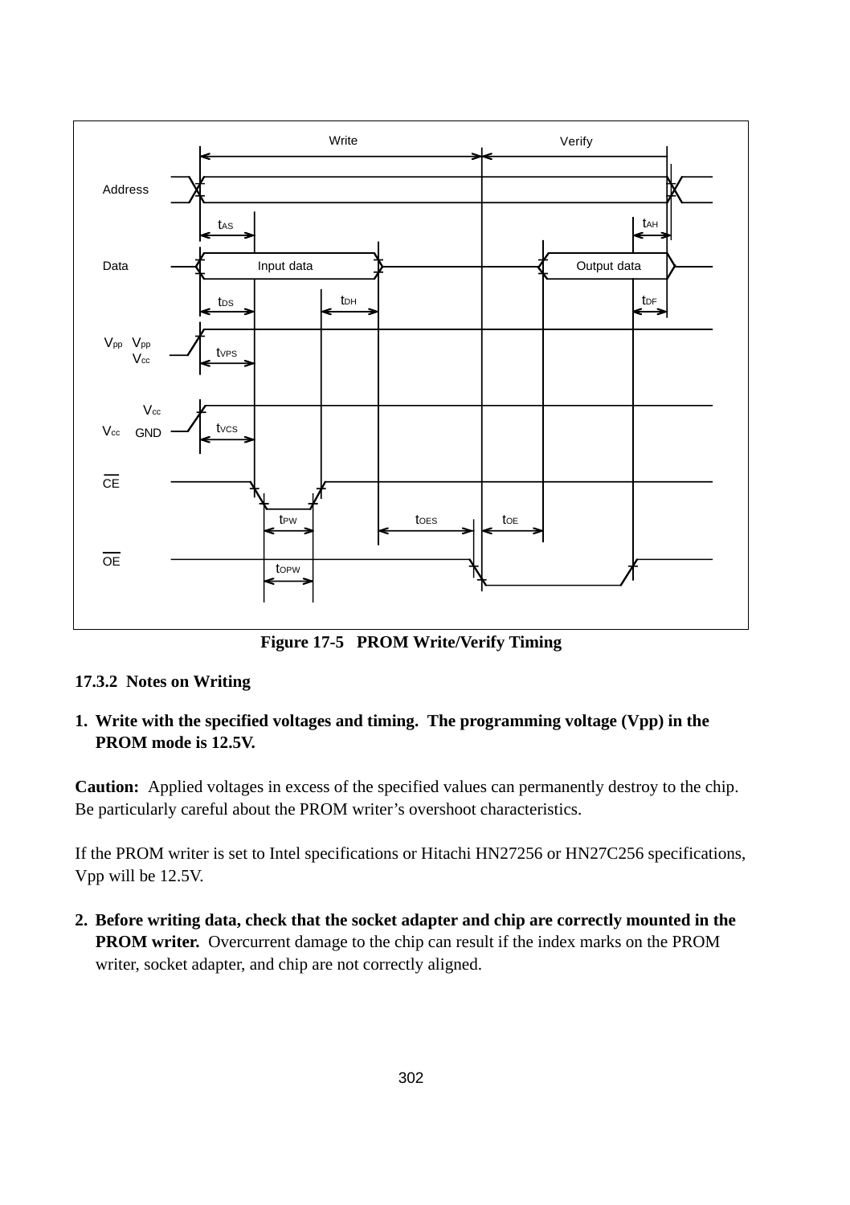Figure 17-5 PROM Write/Verify Timing

### 17.3.2 Notes on Writing

1. **Write with the specified voltages and timing. The programming voltage (Vpp) in the PROM mode is 12.5V.**

**Caution:** Applied voltages in excess of the specified values can permanently destroy to the chip. Be particularly careful about the PROM writer's overshoot characteristics.

If the PROM writer is set to Intel specifications or Hitachi HN27256 or HN27C256 specifications, Vpp will be 12.5V.

2. **Before writing data, check that the socket adapter and chip are correctly mounted in the PROM writer.** Overcurrent damage to the chip can result if the index marks on the PROM writer, socket adapter, and chip are not correctly aligned.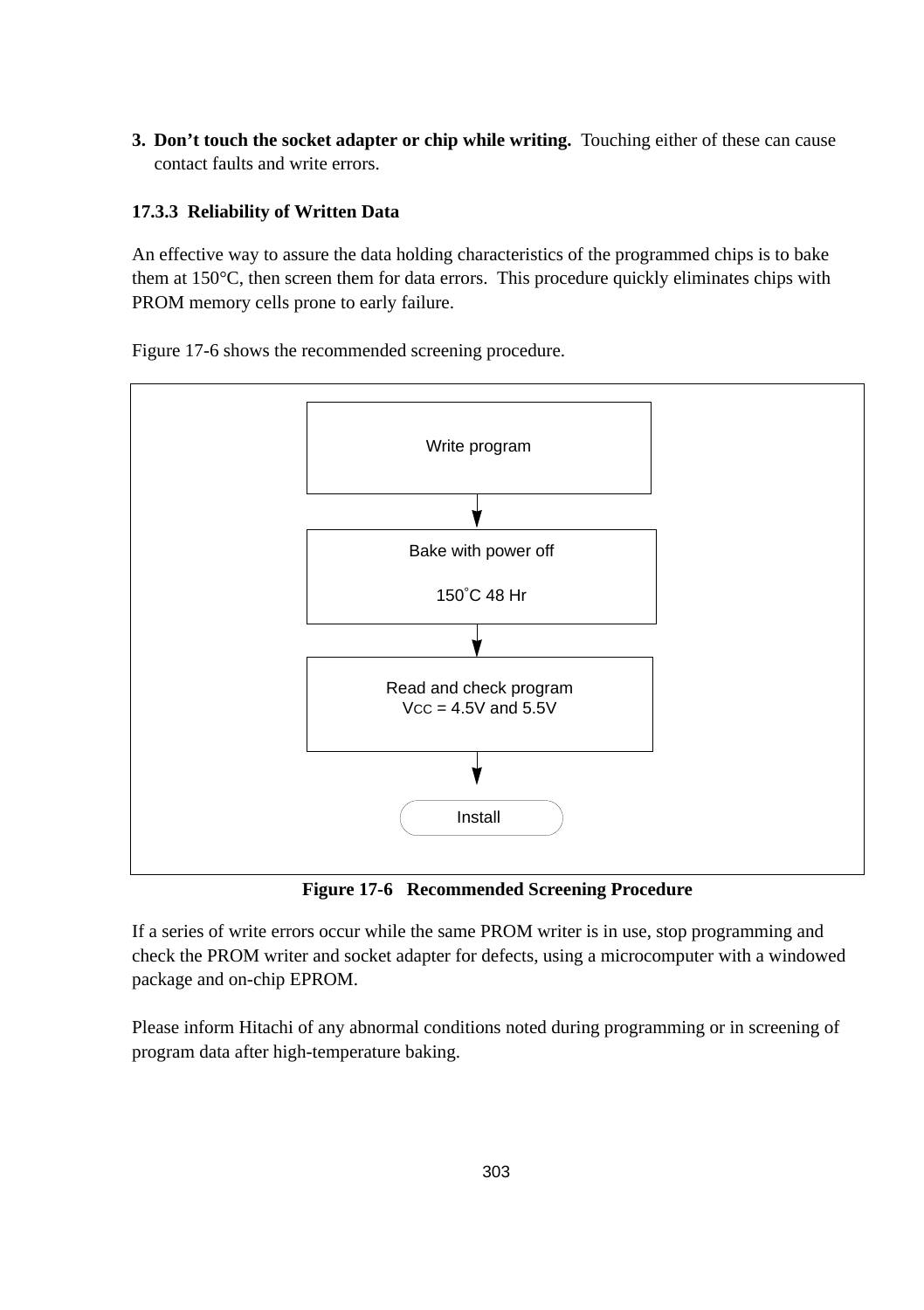3. **Don’t touch the socket adapter or chip while writing.** Touching either of these can cause contact faults and write errors.

### 17.3.3 Reliability of Written Data

An effective way to assure the data holding characteristics of the programmed chips is to bake them at 150°C, then screen them for data errors. This procedure quickly eliminates chips with PROM memory cells prone to early failure.

Figure 17-6 shows the recommended screening procedure.

```
Write program
      ↓
Bake with power off
150˚C 48 Hr
      ↓
Read and check program
VCC = 4.5V and 5.5V
      ↓
Install
```

**Figure 17-6 Recommended Screening Procedure**

If a series of write errors occur while the same PROM writer is in use, stop programming and check the PROM writer and socket adapter for defects, using a microcomputer with a windowed package and on-chip EPROM.

Please inform Hitachi of any abnormal conditions noted during programming or in screening of program data after high-temperature baking.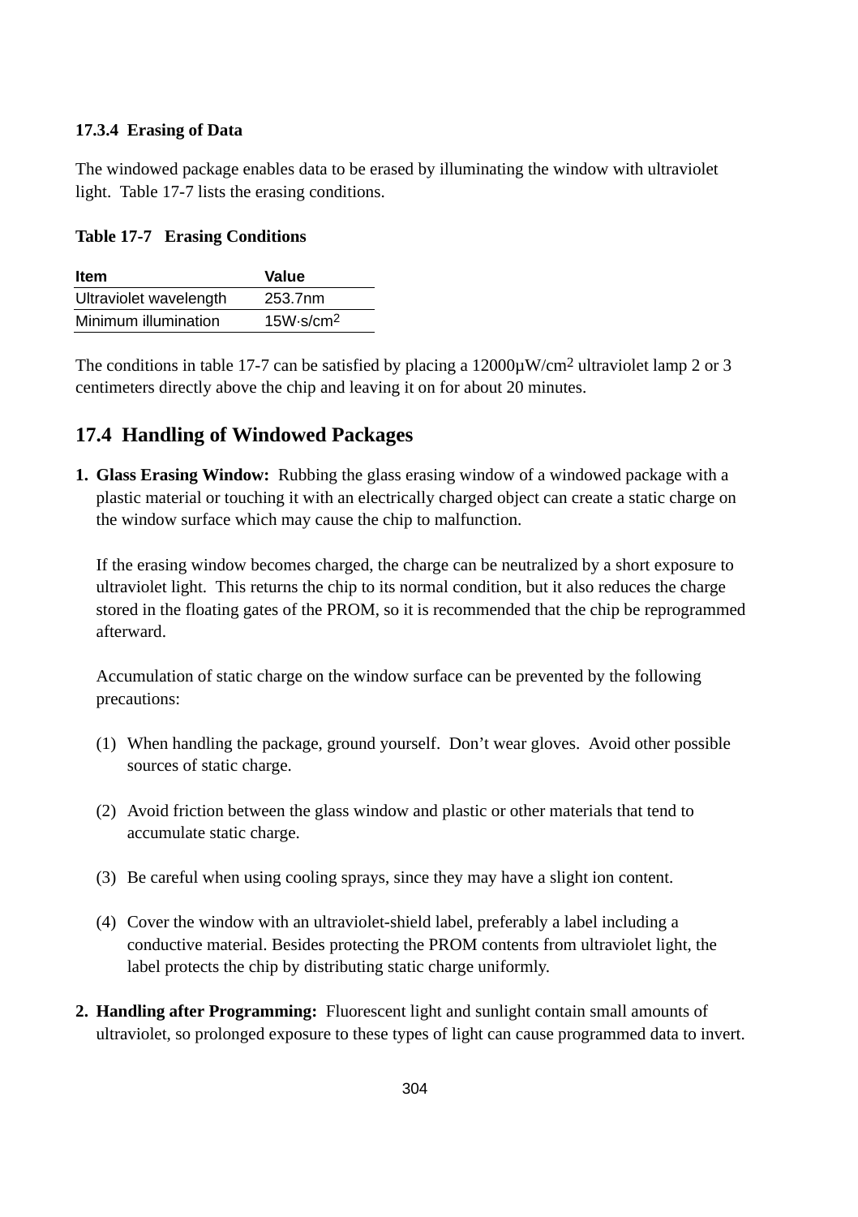### 17.3.4 Erasing of Data

The windowed package enables data to be erased by illuminating the window with ultraviolet light. Table 17-7 lists the erasing conditions.

**Table 17-7 Erasing Conditions**

| Item | Value |
| --- | --- |
| Ultraviolet wavelength | 253.7nm |
| Minimum illumination | 15W·s/cm$^2$ |

The conditions in table 17-7 can be satisfied by placing a 12000μW/cm$^2$ ultraviolet lamp 2 or 3 centimeters directly above the chip and leaving it on for about 20 minutes.

## 17.4 Handling of Windowed Packages

1. **Glass Erasing Window:** Rubbing the glass erasing window of a windowed package with a plastic material or touching it with an electrically charged object can create a static charge on the window surface which may cause the chip to malfunction.

   If the erasing window becomes charged, the charge can be neutralized by a short exposure to ultraviolet light. This returns the chip to its normal condition, but it also reduces the charge stored in the floating gates of the PROM, so it is recommended that the chip be reprogrammed afterward.

   Accumulation of static charge on the window surface can be prevented by the following precautions:

   (1) When handling the package, ground yourself. Don't wear gloves. Avoid other possible sources of static charge.

   (2) Avoid friction between the glass window and plastic or other materials that tend to accumulate static charge.

   (3) Be careful when using cooling sprays, since they may have a slight ion content.

   (4) Cover the window with an ultraviolet-shield label, preferably a label including a conductive material. Besides protecting the PROM contents from ultraviolet light, the label protects the chip by distributing static charge uniformly.

2. **Handling after Programming:** Fluorescent light and sunlight contain small amounts of ultraviolet, so prolonged exposure to these types of light can cause programmed data to invert.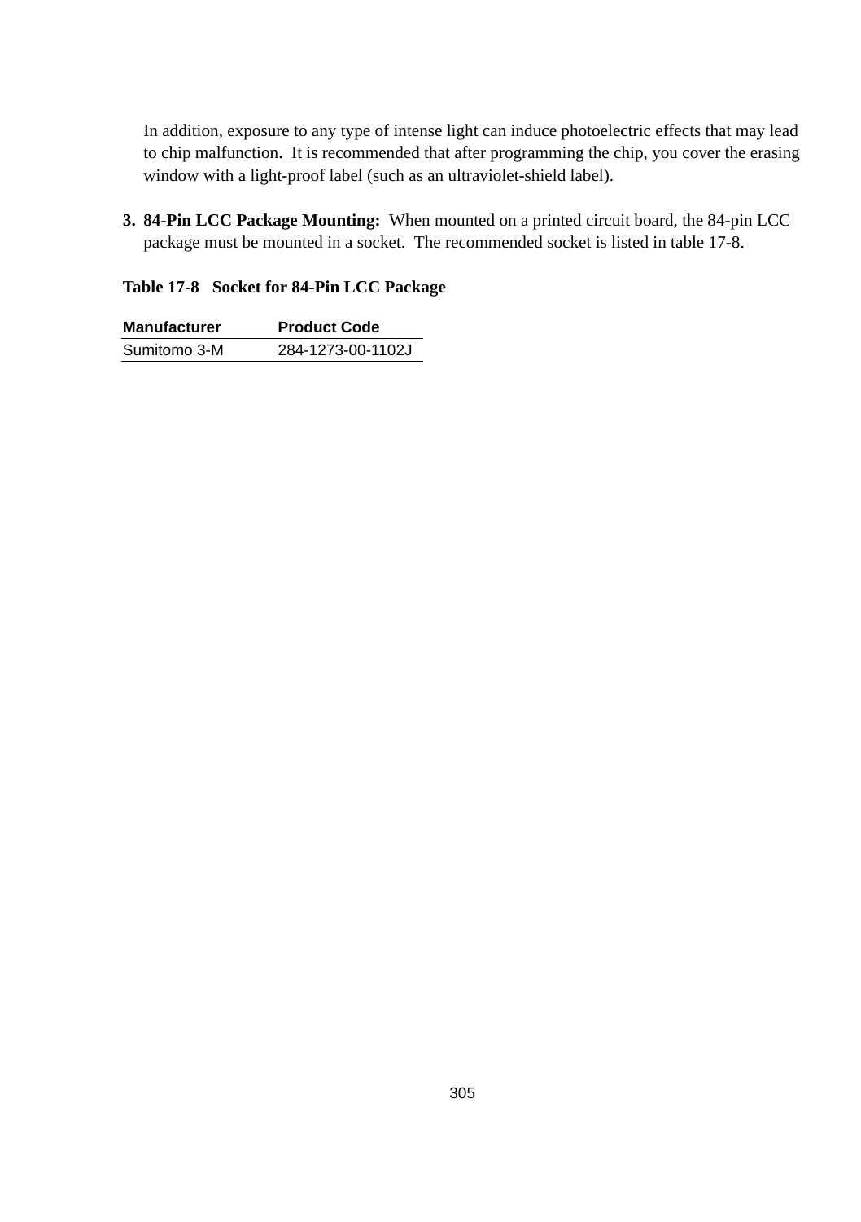In addition, exposure to any type of intense light can induce photoelectric effects that may lead to chip malfunction.  It is recommended that after programming the chip, you cover the erasing window with a light-proof label (such as an ultraviolet-shield label).

3. **84-Pin LCC Package Mounting:** When mounted on a printed circuit board, the 84-pin LCC package must be mounted in a socket.  The recommended socket is listed in table 17-8.

**Table 17-8   Socket for 84-Pin LCC Package**

| Manufacturer | Product Code |
|---|---|
| Sumitomo 3-M | 284-1273-00-1102J |